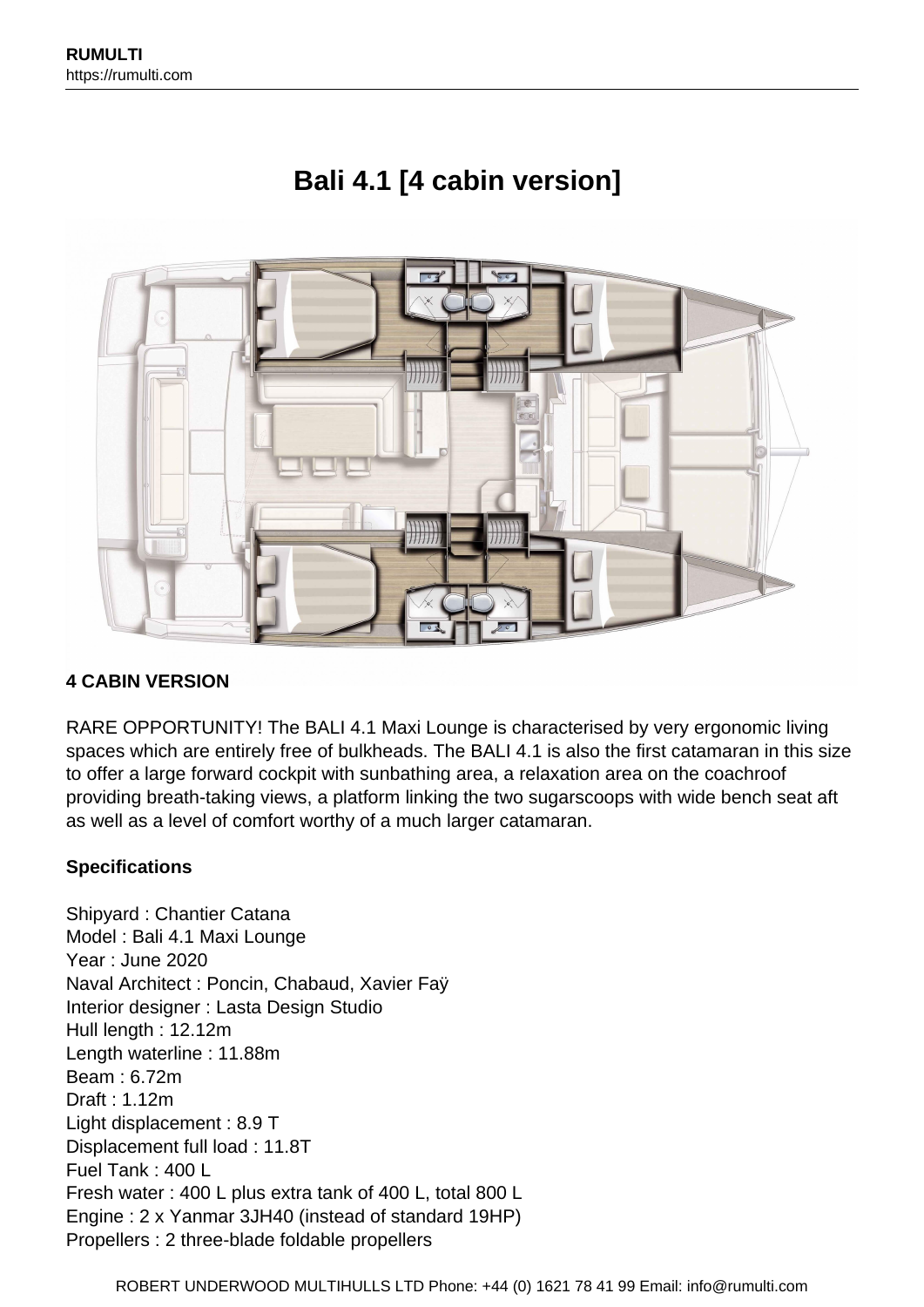# Bali 4.1 [4 cabin version]

**4 CABIN VERSION**

RARE OPPORTUNITY! The BALI 4.1 Maxi Lounge is characterised by very ergonomic living spaces which are entirely free of bulkheads. The BALI 4.1 is also the first catamaran in this size to offer a large forward cockpit with sunbathing area, a relaxation area on the coachroof providing breath-taking views, a platform linking the two sugarscoops with wide bench seat aft as well as a level of comfort worthy of a much larger catamaran.

**Specifications**

Shipyard : Chantier Catana
Model : Bali 4.1 Maxi Lounge
Year : June 2020
Naval Architect : Poncin, Chabaud, Xavier Faÿ
Interior designer : Lasta Design Studio
Hull length : 12.12m
Length waterline : 11.88m
Beam : 6.72m
Draft : 1.12m
Light displacement : 8.9 T
Displacement full load : 11.8T
Fuel Tank : 400 L
Fresh water : 400 L plus extra tank of 400 L, total 800 L
Engine : 2 x Yanmar 3JH40 (instead of standard 19HP)
Propellers : 2 three-blade foldable propellers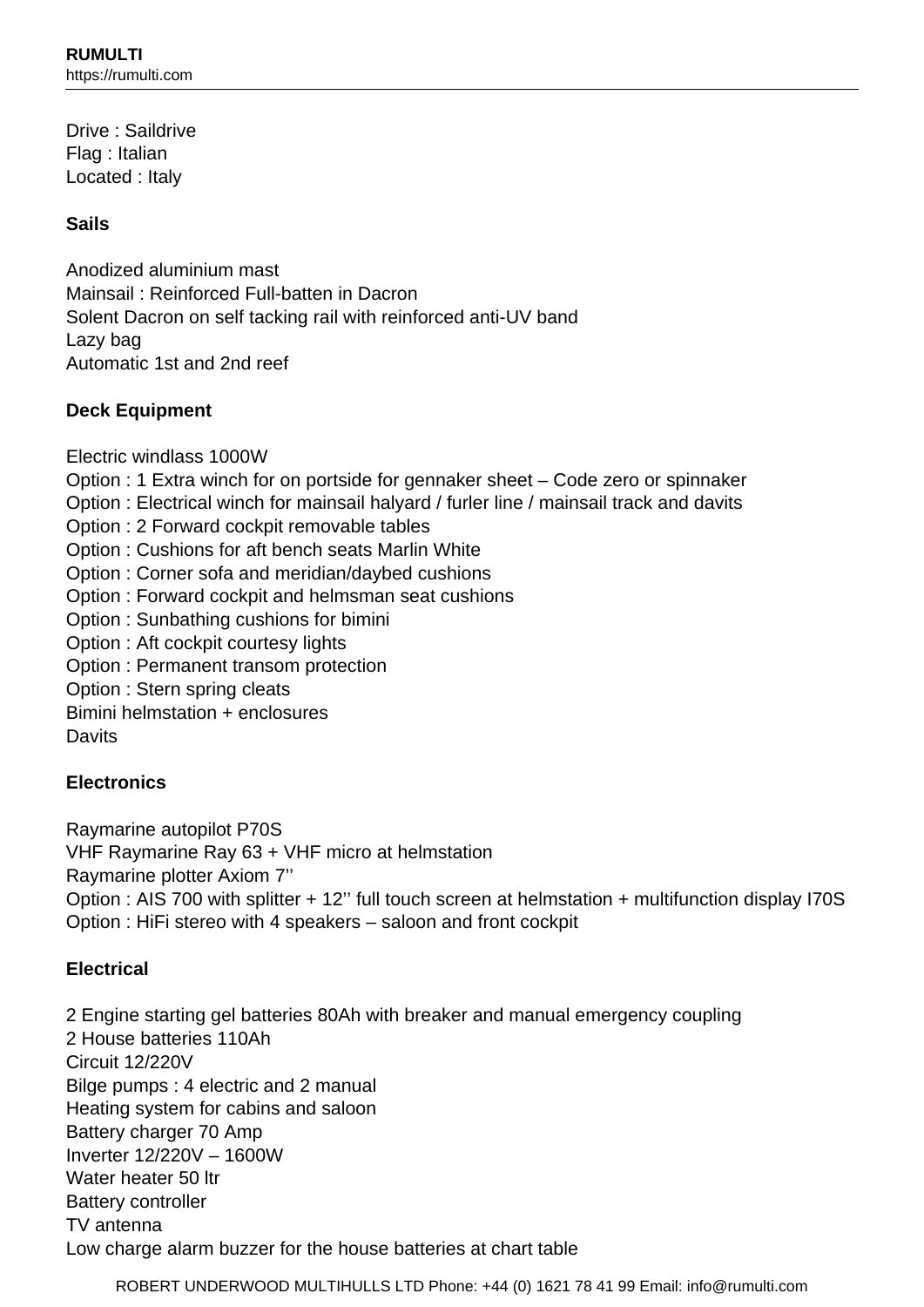Drive : Saildrive
Flag : Italian
Located : Italy

**Sails**

Anodized aluminium mast
Mainsail : Reinforced Full-batten in Dacron
Solent Dacron on self tacking rail with reinforced anti-UV band
Lazy bag
Automatic 1st and 2nd reef

**Deck Equipment**

Electric windlass 1000W
Option : 1 Extra winch for on portside for gennaker sheet – Code zero or spinnaker
Option : Electrical winch for mainsail halyard / furler line / mainsail track and davits
Option : 2 Forward cockpit removable tables
Option : Cushions for aft bench seats Marlin White
Option : Corner sofa and meridian/daybed cushions
Option : Forward cockpit and helmsman seat cushions
Option : Sunbathing cushions for bimini
Option : Aft cockpit courtesy lights
Option : Permanent transom protection
Option : Stern spring cleats
Bimini helmstation + enclosures
Davits

**Electronics**

Raymarine autopilot P70S
VHF Raymarine Ray 63 + VHF micro at helmstation
Raymarine plotter Axiom 7''
Option : AIS 700 with splitter + 12'' full touch screen at helmstation + multifunction display I70S
Option : HiFi stereo with 4 speakers – saloon and front cockpit

**Electrical**

2 Engine starting gel batteries 80Ah with breaker and manual emergency coupling
2 House batteries 110Ah
Circuit 12/220V
Bilge pumps : 4 electric and 2 manual
Heating system for cabins and saloon
Battery charger 70 Amp
Inverter 12/220V – 1600W
Water heater 50 ltr
Battery controller
TV antenna
Low charge alarm buzzer for the house batteries at chart table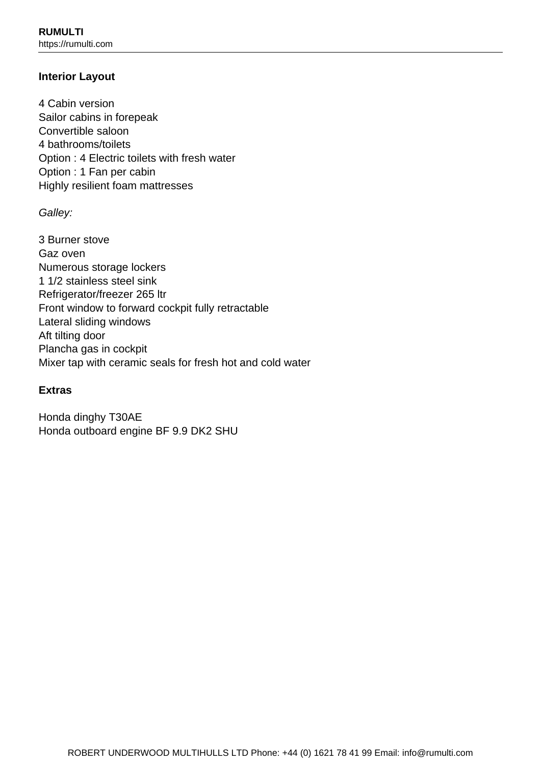## Interior Layout

4 Cabin version
Sailor cabins in forepeak
Convertible saloon
4 bathrooms/toilets
Option : 4 Electric toilets with fresh water
Option : 1 Fan per cabin
Highly resilient foam mattresses

*Galley:*

3 Burner stove
Gaz oven
Numerous storage lockers
1 1/2 stainless steel sink
Refrigerator/freezer 265 ltr
Front window to forward cockpit fully retractable
Lateral sliding windows
Aft tilting door
Plancha gas in cockpit
Mixer tap with ceramic seals for fresh hot and cold water

## Extras

Honda dinghy T30AE
Honda outboard engine BF 9.9 DK2 SHU